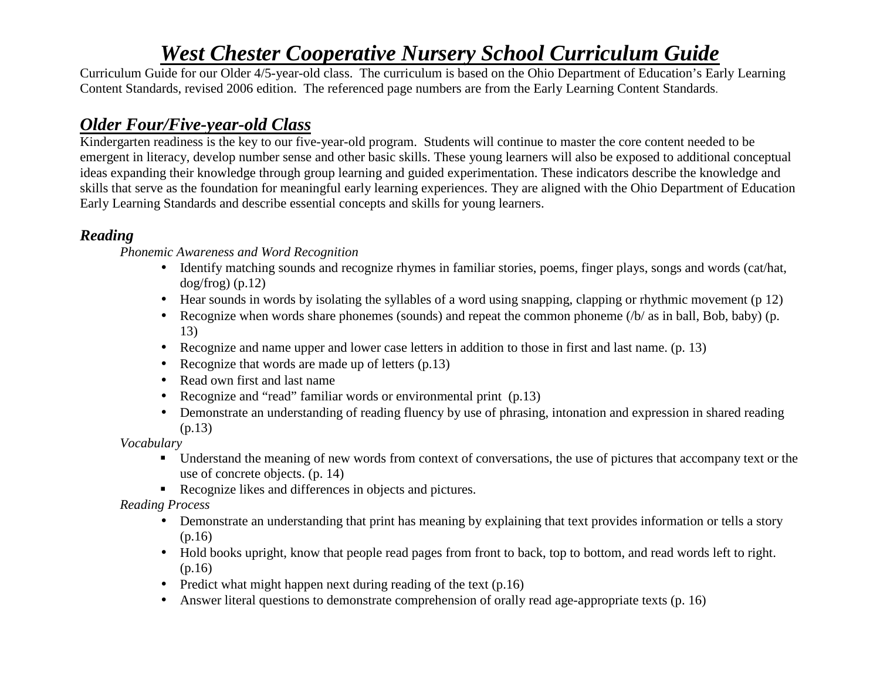# ***West Chester Cooperative Nursery School Curriculum Guide***

Curriculum Guide for our Older 4/5-year-old class. The curriculum is based on the Ohio Department of Education's Early Learning Content Standards, revised 2006 edition. The referenced page numbers are from the Early Learning Content Standards.

## ***Older Four/Five-year-old Class***

Kindergarten readiness is the key to our five-year-old program. Students will continue to master the core content needed to be emergent in literacy, develop number sense and other basic skills. These young learners will also be exposed to additional conceptual ideas expanding their knowledge through group learning and guided experimentation. These indicators describe the knowledge and skills that serve as the foundation for meaningful early learning experiences. They are aligned with the Ohio Department of Education Early Learning Standards and describe essential concepts and skills for young learners.

### ***Reading***

*Phonemic Awareness and Word Recognition*

- Identify matching sounds and recognize rhymes in familiar stories, poems, finger plays, songs and words (cat/hat, dog/frog) (p.12)
- Hear sounds in words by isolating the syllables of a word using snapping, clapping or rhythmic movement (p 12)
- Recognize when words share phonemes (sounds) and repeat the common phoneme (/b/ as in ball, Bob, baby) (p. 13)
- Recognize and name upper and lower case letters in addition to those in first and last name. (p. 13)
- Recognize that words are made up of letters (p.13)
- Read own first and last name
- Recognize and "read" familiar words or environmental print (p.13)
- Demonstrate an understanding of reading fluency by use of phrasing, intonation and expression in shared reading (p.13)

*Vocabulary*

- Understand the meaning of new words from context of conversations, the use of pictures that accompany text or the use of concrete objects. (p. 14)
- Recognize likes and differences in objects and pictures.

*Reading Process*

- Demonstrate an understanding that print has meaning by explaining that text provides information or tells a story (p.16)
- Hold books upright, know that people read pages from front to back, top to bottom, and read words left to right. (p.16)
- Predict what might happen next during reading of the text (p.16)
- Answer literal questions to demonstrate comprehension of orally read age-appropriate texts (p. 16)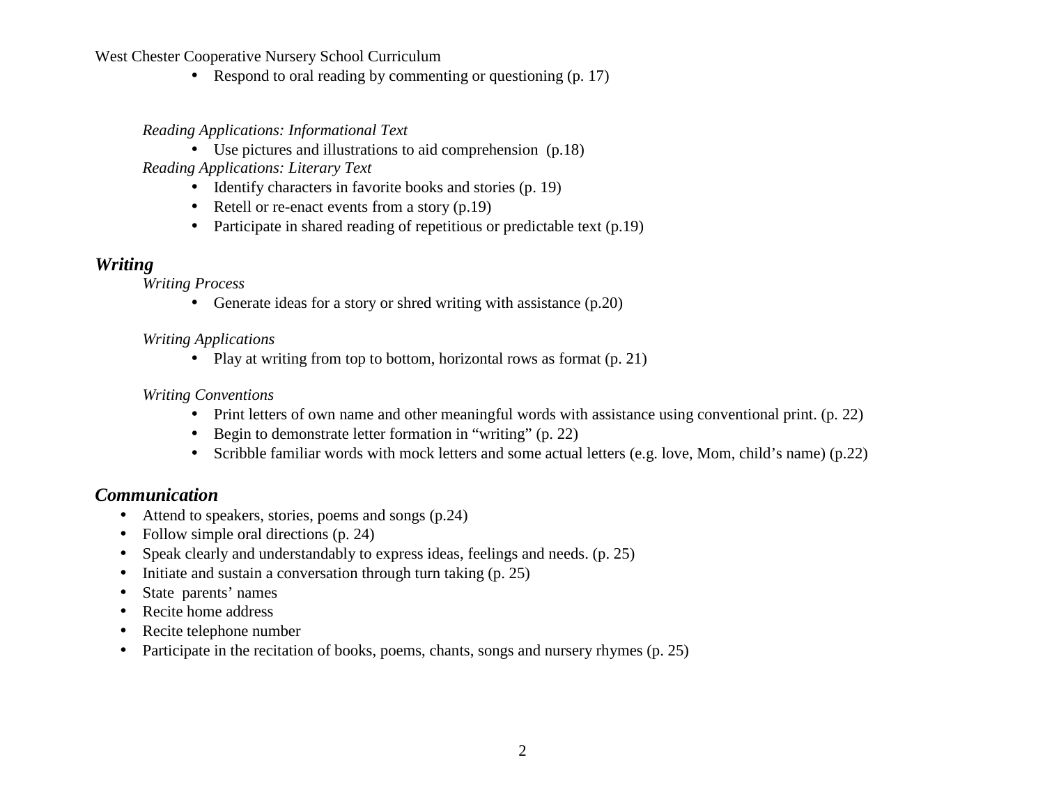- Respond to oral reading by commenting or questioning (p. 17)

*Reading Applications: Informational Text*

- Use pictures and illustrations to aid comprehension (p.18)

*Reading Applications: Literary Text*

- Identify characters in favorite books and stories (p. 19)
- Retell or re-enact events from a story (p.19)
- Participate in shared reading of repetitious or predictable text (p.19)

## ***Writing***

*Writing Process*

- Generate ideas for a story or shred writing with assistance (p.20)

*Writing Applications*

- Play at writing from top to bottom, horizontal rows as format (p. 21)

*Writing Conventions*

- Print letters of own name and other meaningful words with assistance using conventional print. (p. 22)
- Begin to demonstrate letter formation in "writing" (p. 22)
- Scribble familiar words with mock letters and some actual letters (e.g. love, Mom, child's name) (p.22)

## ***Communication***

- Attend to speakers, stories, poems and songs (p.24)
- Follow simple oral directions (p. 24)
- Speak clearly and understandably to express ideas, feelings and needs. (p. 25)
- Initiate and sustain a conversation through turn taking (p. 25)
- State parents' names
- Recite home address
- Recite telephone number
- Participate in the recitation of books, poems, chants, songs and nursery rhymes (p. 25)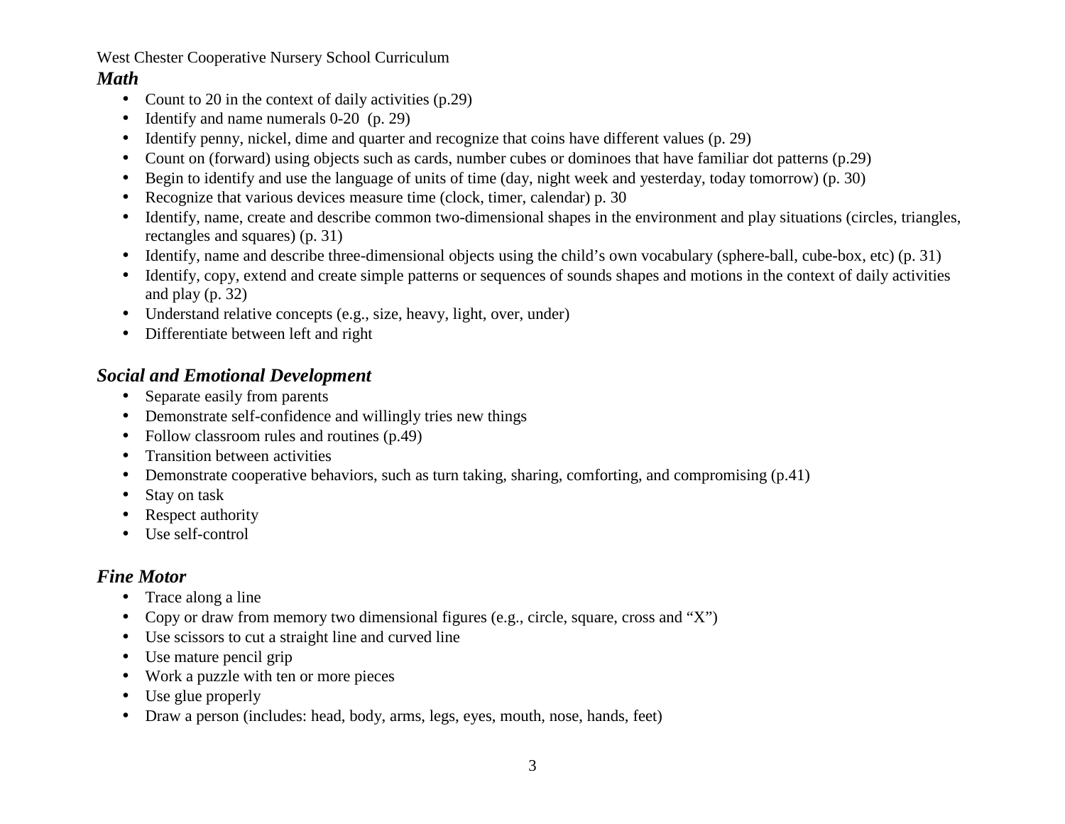West Chester Cooperative Nursery School Curriculum

### *Math*

- Count to 20 in the context of daily activities (p.29)
- Identify and name numerals 0-20 (p. 29)
- Identify penny, nickel, dime and quarter and recognize that coins have different values (p. 29)
- Count on (forward) using objects such as cards, number cubes or dominoes that have familiar dot patterns (p.29)
- Begin to identify and use the language of units of time (day, night week and yesterday, today tomorrow) (p. 30)
- Recognize that various devices measure time (clock, timer, calendar) p. 30
- Identify, name, create and describe common two-dimensional shapes in the environment and play situations (circles, triangles, rectangles and squares) (p. 31)
- Identify, name and describe three-dimensional objects using the child's own vocabulary (sphere-ball, cube-box, etc) (p. 31)
- Identify, copy, extend and create simple patterns or sequences of sounds shapes and motions in the context of daily activities and play (p. 32)
- Understand relative concepts (e.g., size, heavy, light, over, under)
- Differentiate between left and right

### *Social and Emotional Development*

- Separate easily from parents
- Demonstrate self-confidence and willingly tries new things
- Follow classroom rules and routines (p.49)
- Transition between activities
- Demonstrate cooperative behaviors, such as turn taking, sharing, comforting, and compromising (p.41)
- Stay on task
- Respect authority
- Use self-control

### *Fine Motor*

- Trace along a line
- Copy or draw from memory two dimensional figures (e.g., circle, square, cross and "X")
- Use scissors to cut a straight line and curved line
- Use mature pencil grip
- Work a puzzle with ten or more pieces
- Use glue properly
- Draw a person (includes: head, body, arms, legs, eyes, mouth, nose, hands, feet)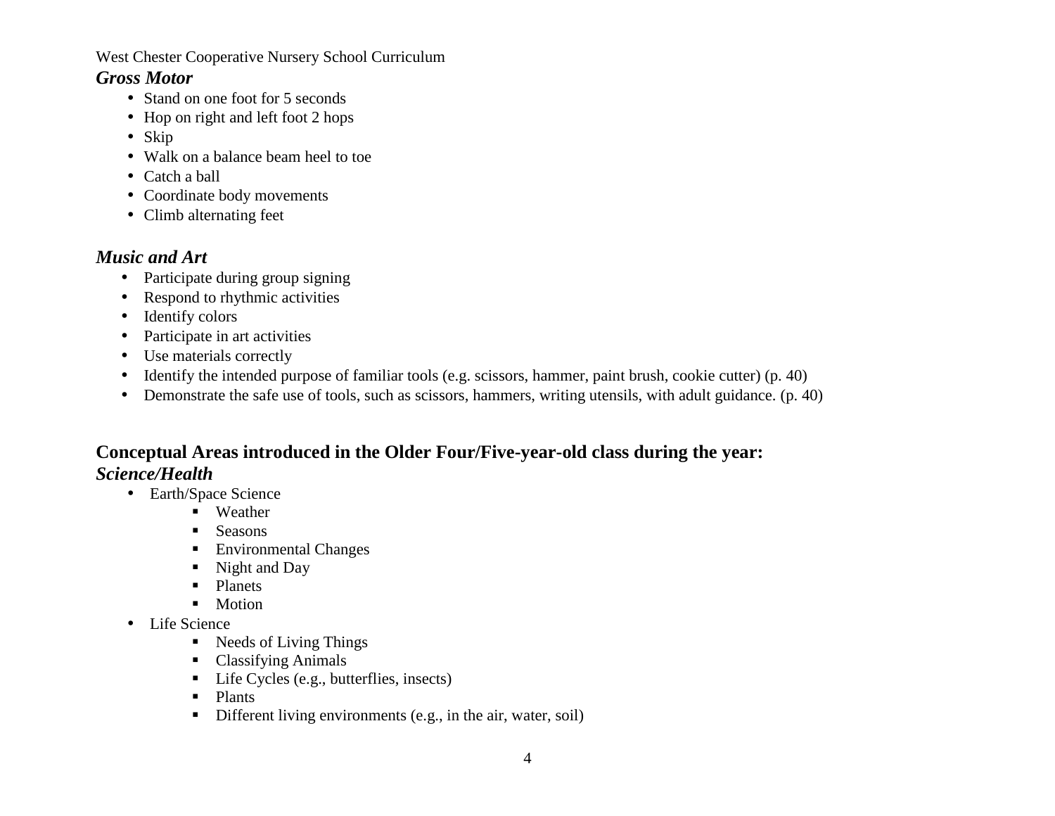West Chester Cooperative Nursery School Curriculum

### *Gross Motor*

- Stand on one foot for 5 seconds
- Hop on right and left foot 2 hops
- Skip
- Walk on a balance beam heel to toe
- Catch a ball
- Coordinate body movements
- Climb alternating feet

### *Music and Art*

- Participate during group signing
- Respond to rhythmic activities
- Identify colors
- Participate in art activities
- Use materials correctly
- Identify the intended purpose of familiar tools (e.g. scissors, hammer, paint brush, cookie cutter) (p. 40)
- Demonstrate the safe use of tools, such as scissors, hammers, writing utensils, with adult guidance. (p. 40)

## Conceptual Areas introduced in the Older Four/Five-year-old class during the year:

### *Science/Health*

- Earth/Space Science
  - Weather
  - Seasons
  - Environmental Changes
  - Night and Day
  - Planets
  - Motion
- Life Science
  - Needs of Living Things
  - Classifying Animals
  - Life Cycles (e.g., butterflies, insects)
  - Plants
  - Different living environments (e.g., in the air, water, soil)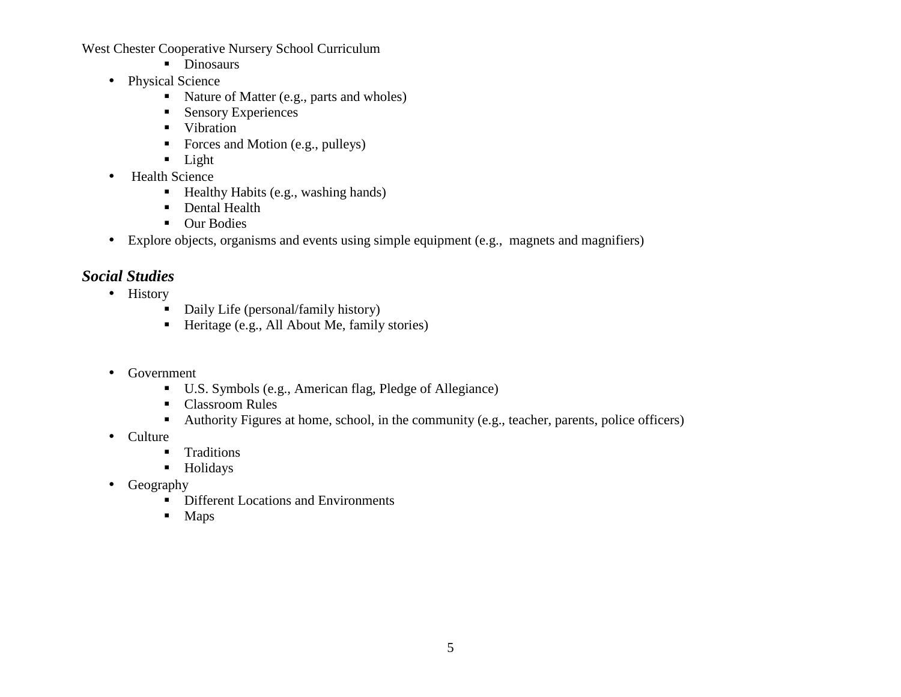- Dinosaurs

- Physical Science
  - Nature of Matter (e.g., parts and wholes)
  - Sensory Experiences
  - Vibration
  - Forces and Motion (e.g., pulleys)
  - Light
- Health Science
  - Healthy Habits (e.g., washing hands)
  - Dental Health
  - Our Bodies
- Explore objects, organisms and events using simple equipment (e.g., magnets and magnifiers)

### *Social Studies*

- History
  - Daily Life (personal/family history)
  - Heritage (e.g., All About Me, family stories)

- Government
  - U.S. Symbols (e.g., American flag, Pledge of Allegiance)
  - Classroom Rules
  - Authority Figures at home, school, in the community (e.g., teacher, parents, police officers)
- Culture
  - Traditions
  - Holidays
- Geography
  - Different Locations and Environments
  - Maps